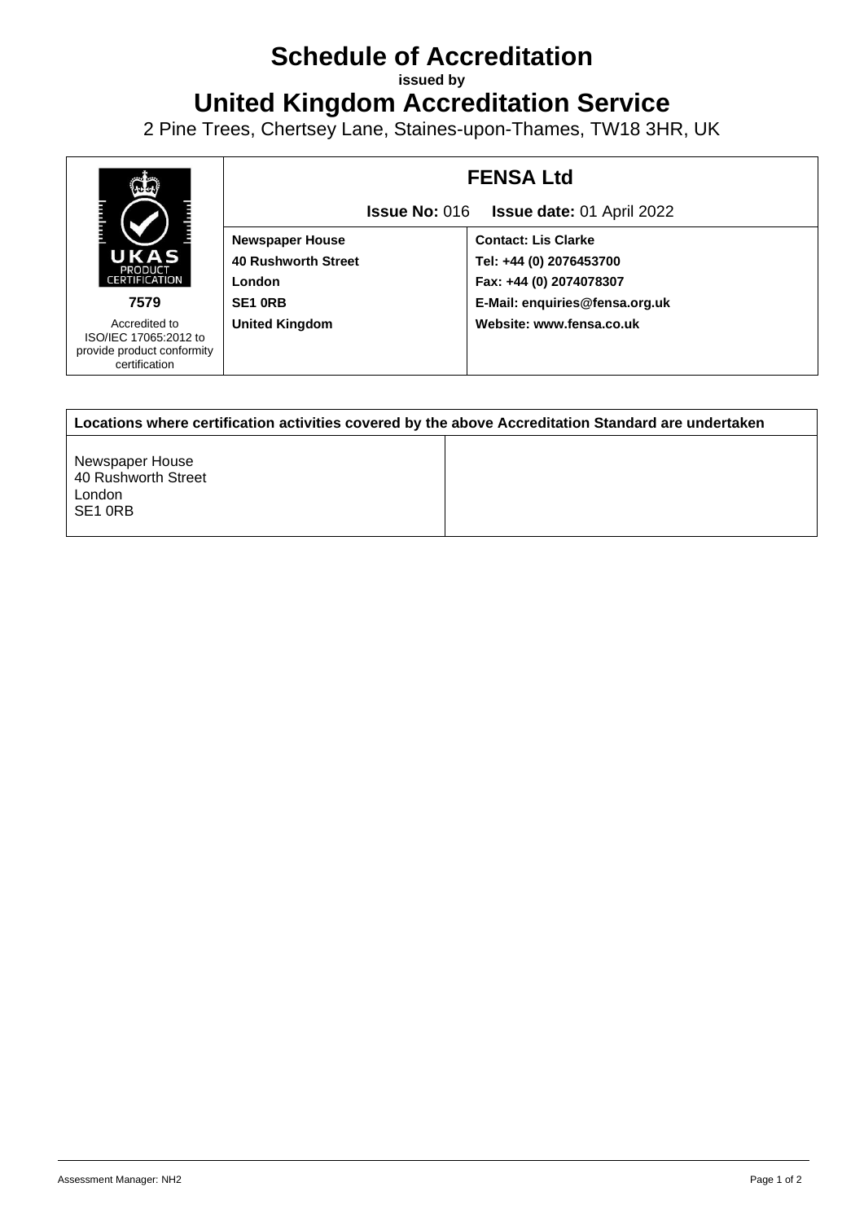# Schedule of Accreditation

**issued by**

## United Kingdom Accreditation Service

2 Pine Trees, Chertsey Lane, Staines-upon-Thames, TW18 3HR, UK

| UKAS PRODUCT CERTIFICATION | **FENSA Ltd** | |
|---|---|---|
| | **Issue No:** 016 **Issue date:** 01 April 2022 | |
| **7579** | **Newspaper House**<br>**40 Rushworth Street**<br>**London**<br>**SE1 0RB**<br>**United Kingdom** | **Contact: Lis Clarke**<br>**Tel: +44 (0) 2076453700**<br>**Fax: +44 (0) 2074078307**<br>**E-Mail: enquiries@fensa.org.uk**<br>**Website: www.fensa.co.uk** |
| Accredited to ISO/IEC 17065:2012 to provide product conformity certification | | |

| **Locations where certification activities covered by the above Accreditation Standard are undertaken** | |
|---|---|
| Newspaper House<br>40 Rushworth Street<br>London<br>SE1 0RB | |

Assessment Manager: NH2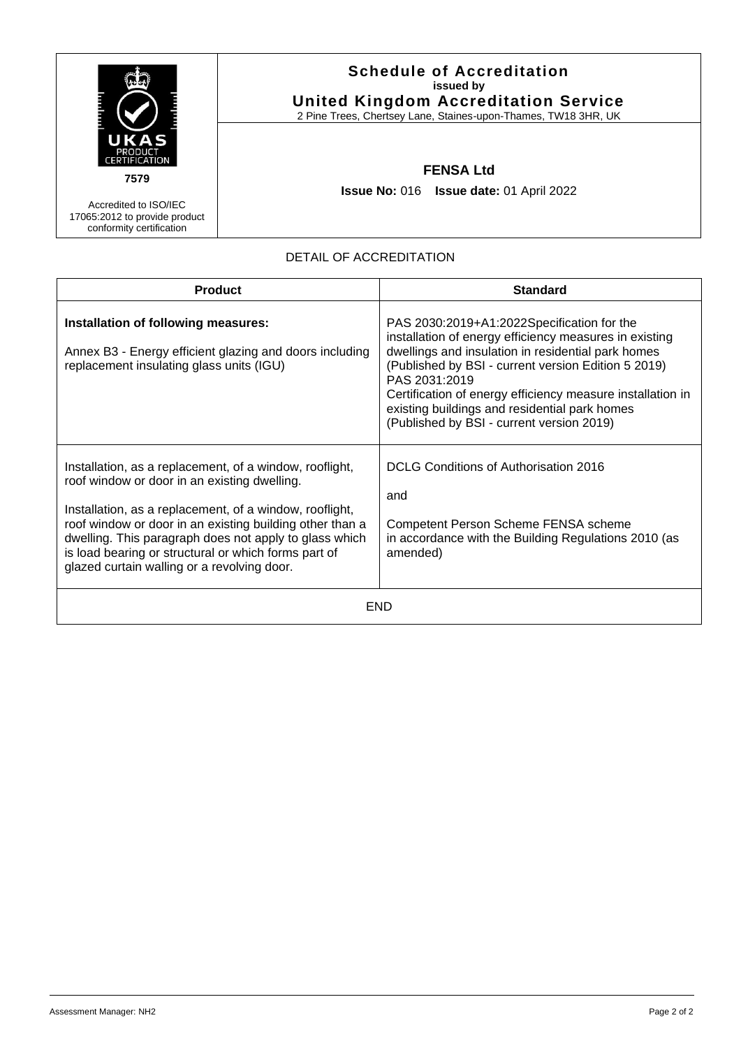**Schedule of Accreditation**
**issued by**
**United Kingdom Accreditation Service**
2 Pine Trees, Chertsey Lane, Staines-upon-Thames, TW18 3HR, UK

UKAS PRODUCT CERTIFICATION

**7579**

Accredited to ISO/IEC 17065:2012 to provide product conformity certification

**FENSA Ltd**

**Issue No:** 016 **Issue date:** 01 April 2022

DETAIL OF ACCREDITATION

| Product | Standard |
| --- | --- |
| **Installation of following measures:**<br><br>Annex B3 - Energy efficient glazing and doors including replacement insulating glass units (IGU) | PAS 2030:2019+A1:2022Specification for the installation of energy efficiency measures in existing dwellings and insulation in residential park homes (Published by BSI - current version Edition 5 2019)<br>PAS 2031:2019<br>Certification of energy efficiency measure installation in existing buildings and residential park homes (Published by BSI - current version 2019) |
| Installation, as a replacement, of a window, rooflight, roof window or door in an existing dwelling.<br><br>Installation, as a replacement, of a window, rooflight, roof window or door in an existing building other than a dwelling. This paragraph does not apply to glass which is load bearing or structural or which forms part of glazed curtain walling or a revolving door. | DCLG Conditions of Authorisation 2016<br><br>and<br><br>Competent Person Scheme FENSA scheme in accordance with the Building Regulations 2010 (as amended) |

END

Assessment Manager: NH2